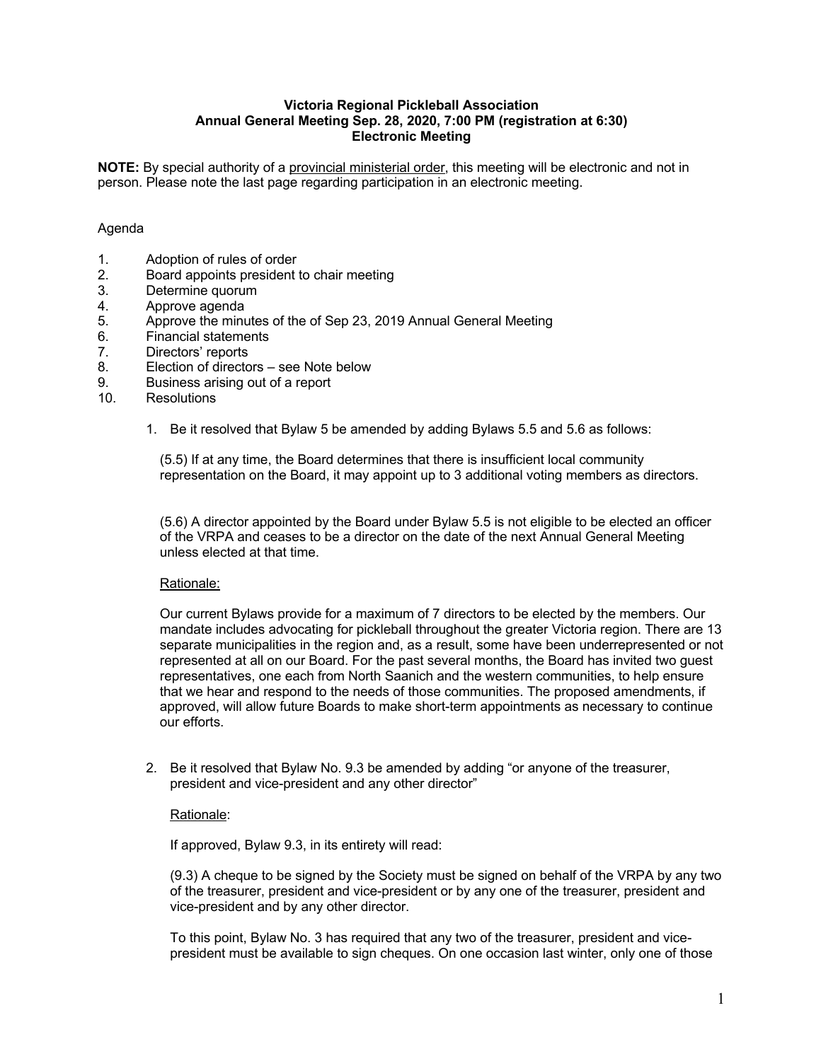**Victoria Regional Pickleball Association**
**Annual General Meeting Sep. 28, 2020, 7:00 PM (registration at 6:30)**
**Electronic Meeting**

**NOTE:** By special authority of a provincial ministerial order, this meeting will be electronic and not in person. Please note the last page regarding participation in an electronic meeting.

Agenda

1. Adoption of rules of order
2. Board appoints president to chair meeting
3. Determine quorum
4. Approve agenda
5. Approve the minutes of the of Sep 23, 2019 Annual General Meeting
6. Financial statements
7. Directors' reports
8. Election of directors – see Note below
9. Business arising out of a report
10. Resolutions

    1. Be it resolved that Bylaw 5 be amended by adding Bylaws 5.5 and 5.6 as follows:

       (5.5) If at any time, the Board determines that there is insufficient local community representation on the Board, it may appoint up to 3 additional voting members as directors.

       (5.6) A director appointed by the Board under Bylaw 5.5 is not eligible to be elected an officer of the VRPA and ceases to be a director on the date of the next Annual General Meeting unless elected at that time.

       Rationale:

       Our current Bylaws provide for a maximum of 7 directors to be elected by the members. Our mandate includes advocating for pickleball throughout the greater Victoria region. There are 13 separate municipalities in the region and, as a result, some have been underrepresented or not represented at all on our Board. For the past several months, the Board has invited two guest representatives, one each from North Saanich and the western communities, to help ensure that we hear and respond to the needs of those communities. The proposed amendments, if approved, will allow future Boards to make short-term appointments as necessary to continue our efforts.

    2. Be it resolved that Bylaw No. 9.3 be amended by adding "or anyone of the treasurer, president and vice-president and any other director"

       Rationale:

       If approved, Bylaw 9.3, in its entirety will read:

       (9.3) A cheque to be signed by the Society must be signed on behalf of the VRPA by any two of the treasurer, president and vice-president or by any one of the treasurer, president and vice-president and by any other director.

       To this point, Bylaw No. 3 has required that any two of the treasurer, president and vice-president must be available to sign cheques. On one occasion last winter, only one of those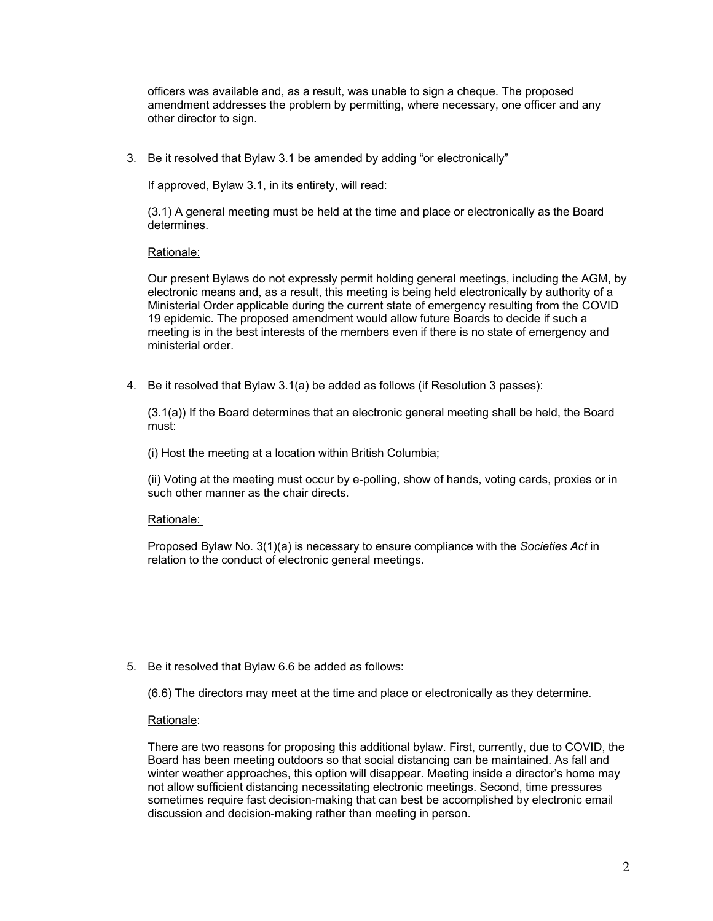officers was available and, as a result, was unable to sign a cheque. The proposed amendment addresses the problem by permitting, where necessary, one officer and any other director to sign.

3. Be it resolved that Bylaw 3.1 be amended by adding "or electronically"

   If approved, Bylaw 3.1, in its entirety, will read:

   (3.1) A general meeting must be held at the time and place or electronically as the Board determines.

   Rationale:

   Our present Bylaws do not expressly permit holding general meetings, including the AGM, by electronic means and, as a result, this meeting is being held electronically by authority of a Ministerial Order applicable during the current state of emergency resulting from the COVID 19 epidemic. The proposed amendment would allow future Boards to decide if such a meeting is in the best interests of the members even if there is no state of emergency and ministerial order.

4. Be it resolved that Bylaw 3.1(a) be added as follows (if Resolution 3 passes):

   (3.1(a)) If the Board determines that an electronic general meeting shall be held, the Board must:

   (i) Host the meeting at a location within British Columbia;

   (ii) Voting at the meeting must occur by e-polling, show of hands, voting cards, proxies or in such other manner as the chair directs.

   Rationale:

   Proposed Bylaw No. 3(1)(a) is necessary to ensure compliance with the *Societies Act* in relation to the conduct of electronic general meetings.

5. Be it resolved that Bylaw 6.6 be added as follows:

   (6.6) The directors may meet at the time and place or electronically as they determine.

   Rationale:

   There are two reasons for proposing this additional bylaw. First, currently, due to COVID, the Board has been meeting outdoors so that social distancing can be maintained. As fall and winter weather approaches, this option will disappear. Meeting inside a director's home may not allow sufficient distancing necessitating electronic meetings. Second, time pressures sometimes require fast decision-making that can best be accomplished by electronic email discussion and decision-making rather than meeting in person.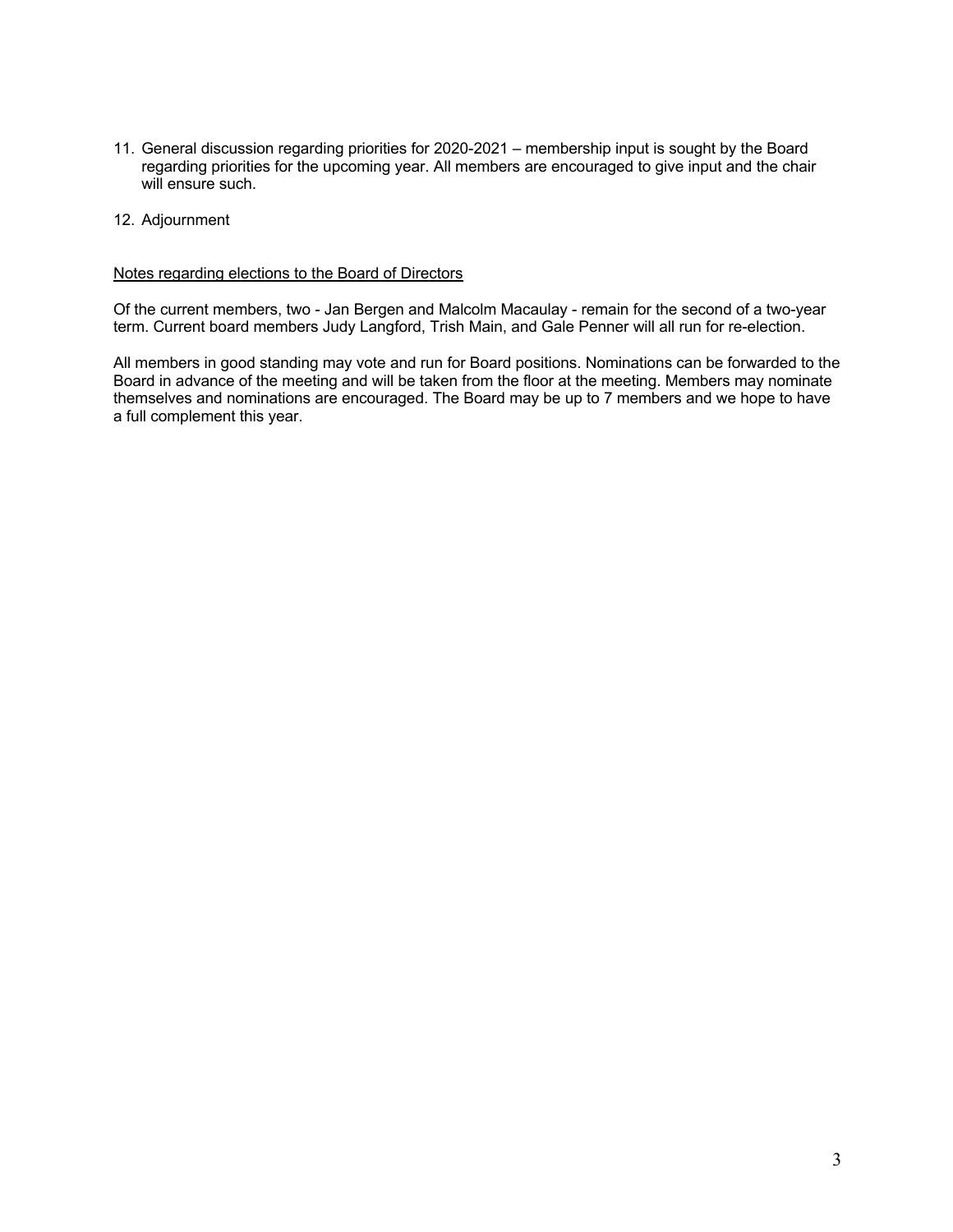11. General discussion regarding priorities for 2020-2021 – membership input is sought by the Board regarding priorities for the upcoming year. All members are encouraged to give input and the chair will ensure such.

12. Adjournment

<u>Notes regarding elections to the Board of Directors</u>

Of the current members, two - Jan Bergen and Malcolm Macaulay - remain for the second of a two-year term. Current board members Judy Langford, Trish Main, and Gale Penner will all run for re-election.

All members in good standing may vote and run for Board positions. Nominations can be forwarded to the Board in advance of the meeting and will be taken from the floor at the meeting. Members may nominate themselves and nominations are encouraged. The Board may be up to 7 members and we hope to have a full complement this year.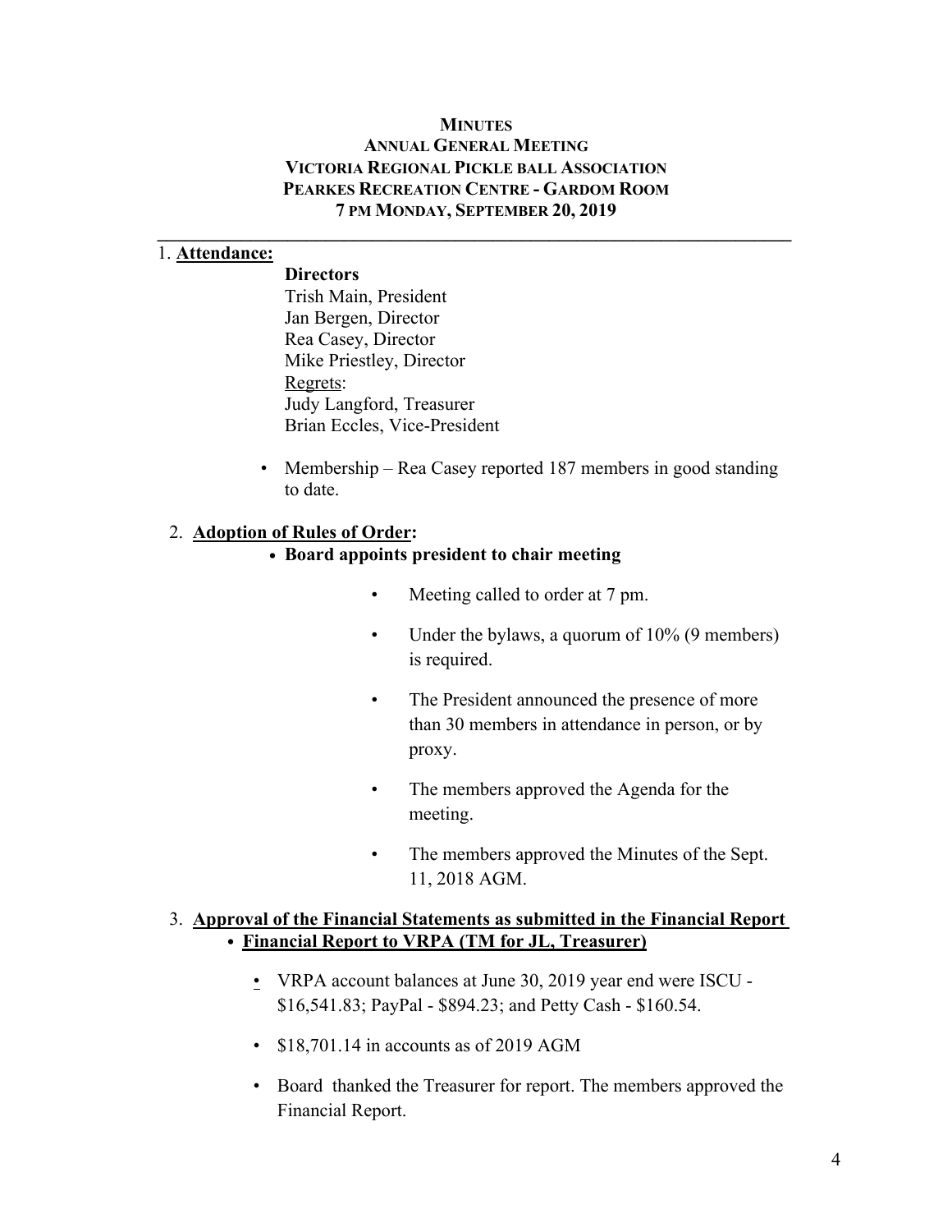**MINUTES**
**ANNUAL GENERAL MEETING**
**VICTORIA REGIONAL PICKLE BALL ASSOCIATION**
**PEARKES RECREATION CENTRE - GARDOM ROOM**
**7 PM MONDAY, SEPTEMBER 20, 2019**

---

1. **Attendance:**

   **Directors**
   Trish Main, President
   Jan Bergen, Director
   Rea Casey, Director
   Mike Priestley, Director
   Regrets:
   Judy Langford, Treasurer
   Brian Eccles, Vice-President

   - Membership – Rea Casey reported 187 members in good standing to date.

2. **Adoption of Rules of Order:**
   - **Board appoints president to chair meeting**
     - Meeting called to order at 7 pm.
     - Under the bylaws, a quorum of 10% (9 members) is required.
     - The President announced the presence of more than 30 members in attendance in person, or by proxy.
     - The members approved the Agenda for the meeting.
     - The members approved the Minutes of the Sept. 11, 2018 AGM.

3. **Approval of the Financial Statements as submitted in the Financial Report**
   - **Financial Report to VRPA (TM for JL, Treasurer)**
     - VRPA account balances at June 30, 2019 year end were ISCU - $16,541.83; PayPal - $894.23; and Petty Cash - $160.54.
     - $18,701.14 in accounts as of 2019 AGM
     - Board thanked the Treasurer for report. The members approved the Financial Report.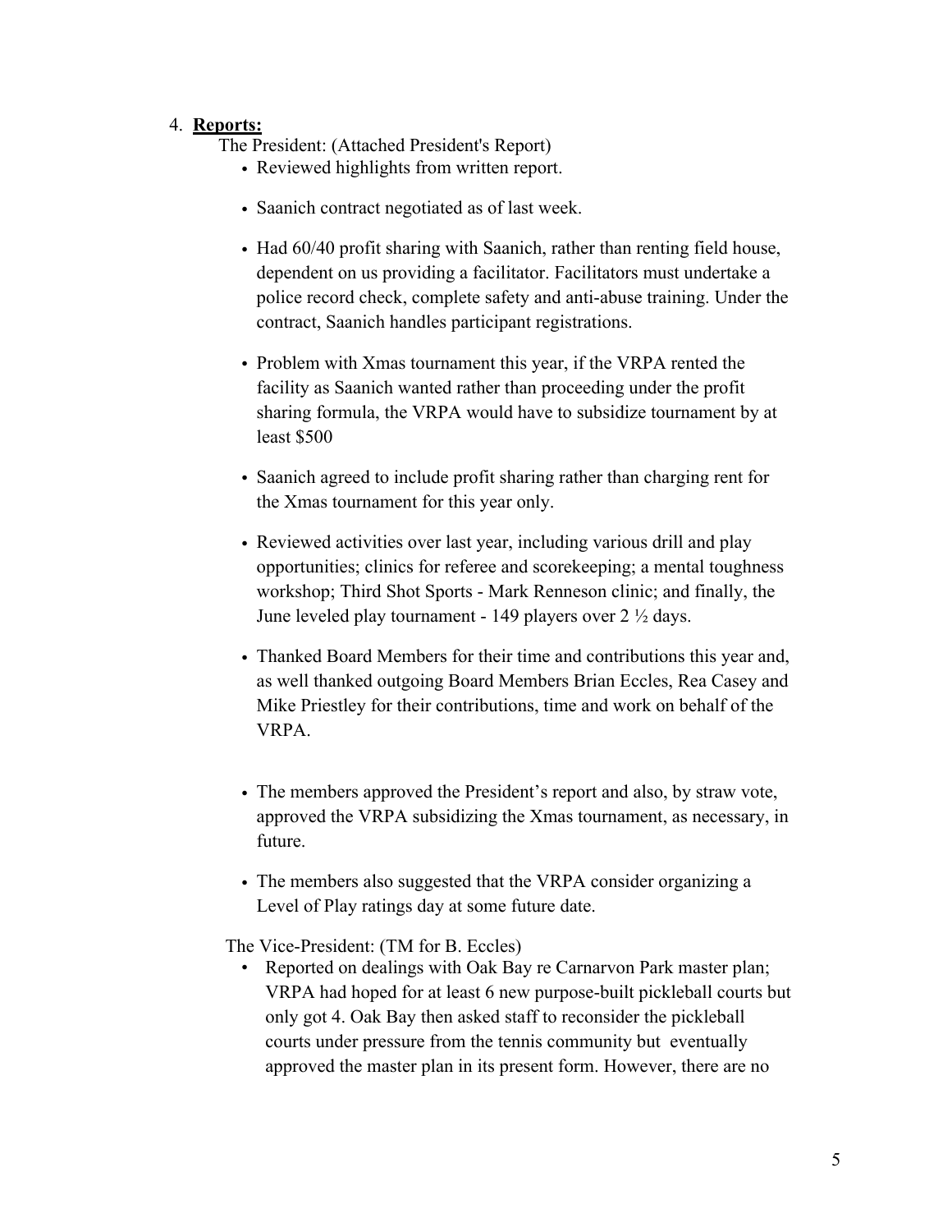4. **Reports:**

The President: (Attached President's Report)

- Reviewed highlights from written report.
- Saanich contract negotiated as of last week.
- Had 60/40 profit sharing with Saanich, rather than renting field house, dependent on us providing a facilitator. Facilitators must undertake a police record check, complete safety and anti-abuse training. Under the contract, Saanich handles participant registrations.
- Problem with Xmas tournament this year, if the VRPA rented the facility as Saanich wanted rather than proceeding under the profit sharing formula, the VRPA would have to subsidize tournament by at least $500
- Saanich agreed to include profit sharing rather than charging rent for the Xmas tournament for this year only.
- Reviewed activities over last year, including various drill and play opportunities; clinics for referee and scorekeeping; a mental toughness workshop; Third Shot Sports - Mark Renneson clinic; and finally, the June leveled play tournament - 149 players over 2 ½ days.
- Thanked Board Members for their time and contributions this year and, as well thanked outgoing Board Members Brian Eccles, Rea Casey and Mike Priestley for their contributions, time and work on behalf of the VRPA.
- The members approved the President's report and also, by straw vote, approved the VRPA subsidizing the Xmas tournament, as necessary, in future.
- The members also suggested that the VRPA consider organizing a Level of Play ratings day at some future date.

The Vice-President: (TM for B. Eccles)

- Reported on dealings with Oak Bay re Carnarvon Park master plan; VRPA had hoped for at least 6 new purpose-built pickleball courts but only got 4. Oak Bay then asked staff to reconsider the pickleball courts under pressure from the tennis community but eventually approved the master plan in its present form. However, there are no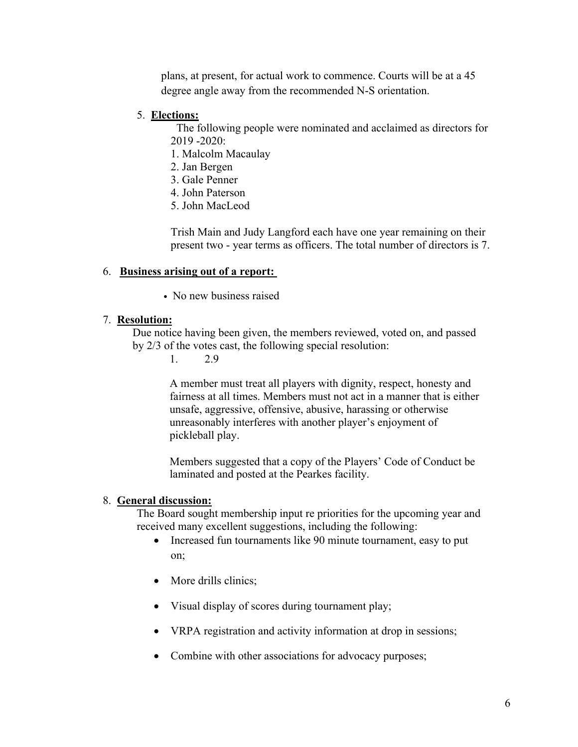plans, at present, for actual work to commence. Courts will be at a 45 degree angle away from the recommended N-S orientation.

5. **Elections:**

   The following people were nominated and acclaimed as directors for 2019 -2020:

   1. Malcolm Macaulay
   2. Jan Bergen
   3. Gale Penner
   4. John Paterson
   5. John MacLeod

   Trish Main and Judy Langford each have one year remaining on their present two - year terms as officers. The total number of directors is 7.

6. **Business arising out of a report:**

   - No new business raised

7. **Resolution:**

   Due notice having been given, the members reviewed, voted on, and passed by 2/3 of the votes cast, the following special resolution:

   1. 2.9

      A member must treat all players with dignity, respect, honesty and fairness at all times. Members must not act in a manner that is either unsafe, aggressive, offensive, abusive, harassing or otherwise unreasonably interferes with another player's enjoyment of pickleball play.

      Members suggested that a copy of the Players' Code of Conduct be laminated and posted at the Pearkes facility.

8. **General discussion:**

   The Board sought membership input re priorities for the upcoming year and received many excellent suggestions, including the following:

   - Increased fun tournaments like 90 minute tournament, easy to put on;
   - More drills clinics;
   - Visual display of scores during tournament play;
   - VRPA registration and activity information at drop in sessions;
   - Combine with other associations for advocacy purposes;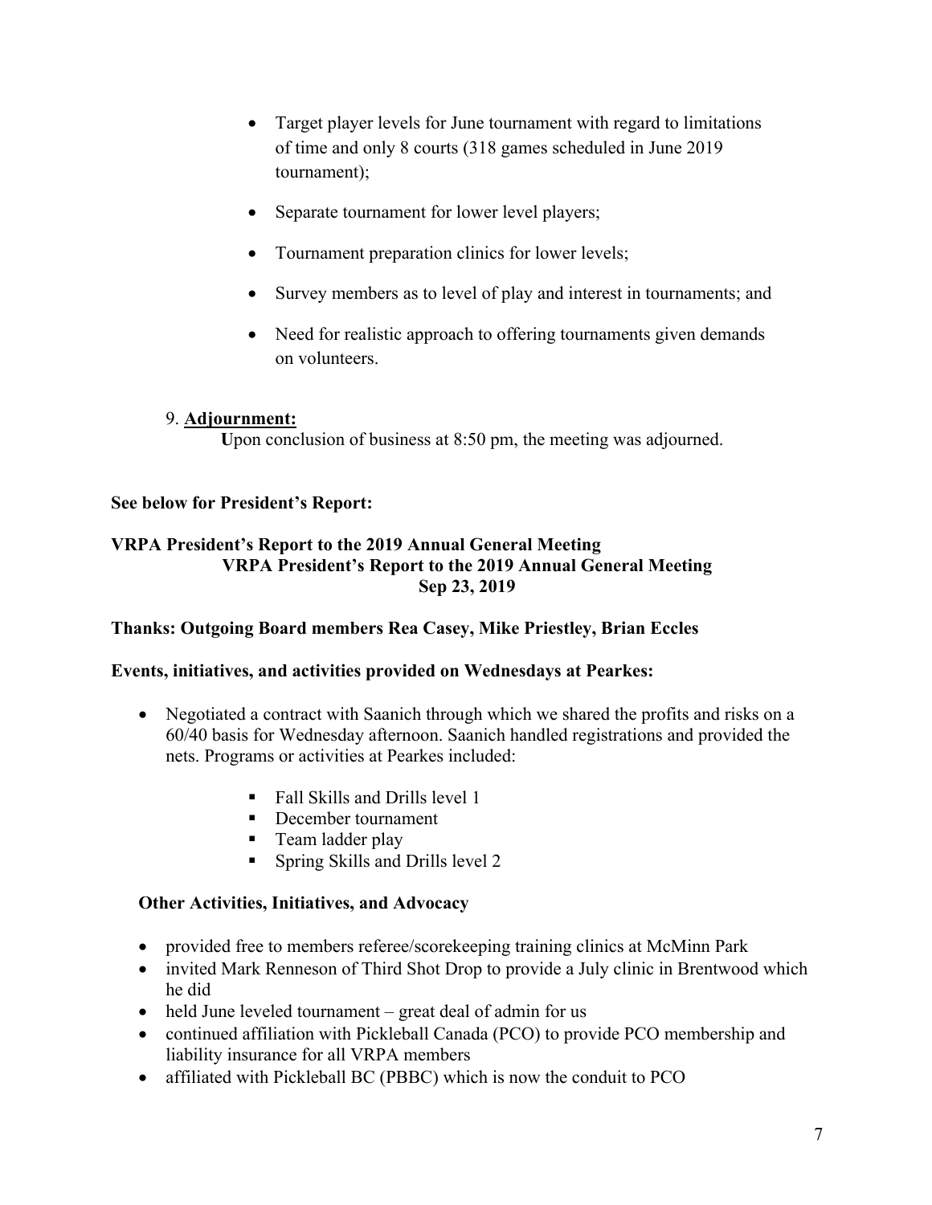- Target player levels for June tournament with regard to limitations of time and only 8 courts (318 games scheduled in June 2019 tournament);
- Separate tournament for lower level players;
- Tournament preparation clinics for lower levels;
- Survey members as to level of play and interest in tournaments; and
- Need for realistic approach to offering tournaments given demands on volunteers.

9. **Adjournment:**

**U**pon conclusion of business at 8:50 pm, the meeting was adjourned.

**See below for President's Report:**

**VRPA President's Report to the 2019 Annual General Meeting**

**VRPA President's Report to the 2019 Annual General Meeting**
**Sep 23, 2019**

**Thanks: Outgoing Board members Rea Casey, Mike Priestley, Brian Eccles**

**Events, initiatives, and activities provided on Wednesdays at Pearkes:**

- Negotiated a contract with Saanich through which we shared the profits and risks on a 60/40 basis for Wednesday afternoon. Saanich handled registrations and provided the nets. Programs or activities at Pearkes included:
  - Fall Skills and Drills level 1
  - December tournament
  - Team ladder play
  - Spring Skills and Drills level 2

**Other Activities, Initiatives, and Advocacy**

- provided free to members referee/scorekeeping training clinics at McMinn Park
- invited Mark Renneson of Third Shot Drop to provide a July clinic in Brentwood which he did
- held June leveled tournament – great deal of admin for us
- continued affiliation with Pickleball Canada (PCO) to provide PCO membership and liability insurance for all VRPA members
- affiliated with Pickleball BC (PBBC) which is now the conduit to PCO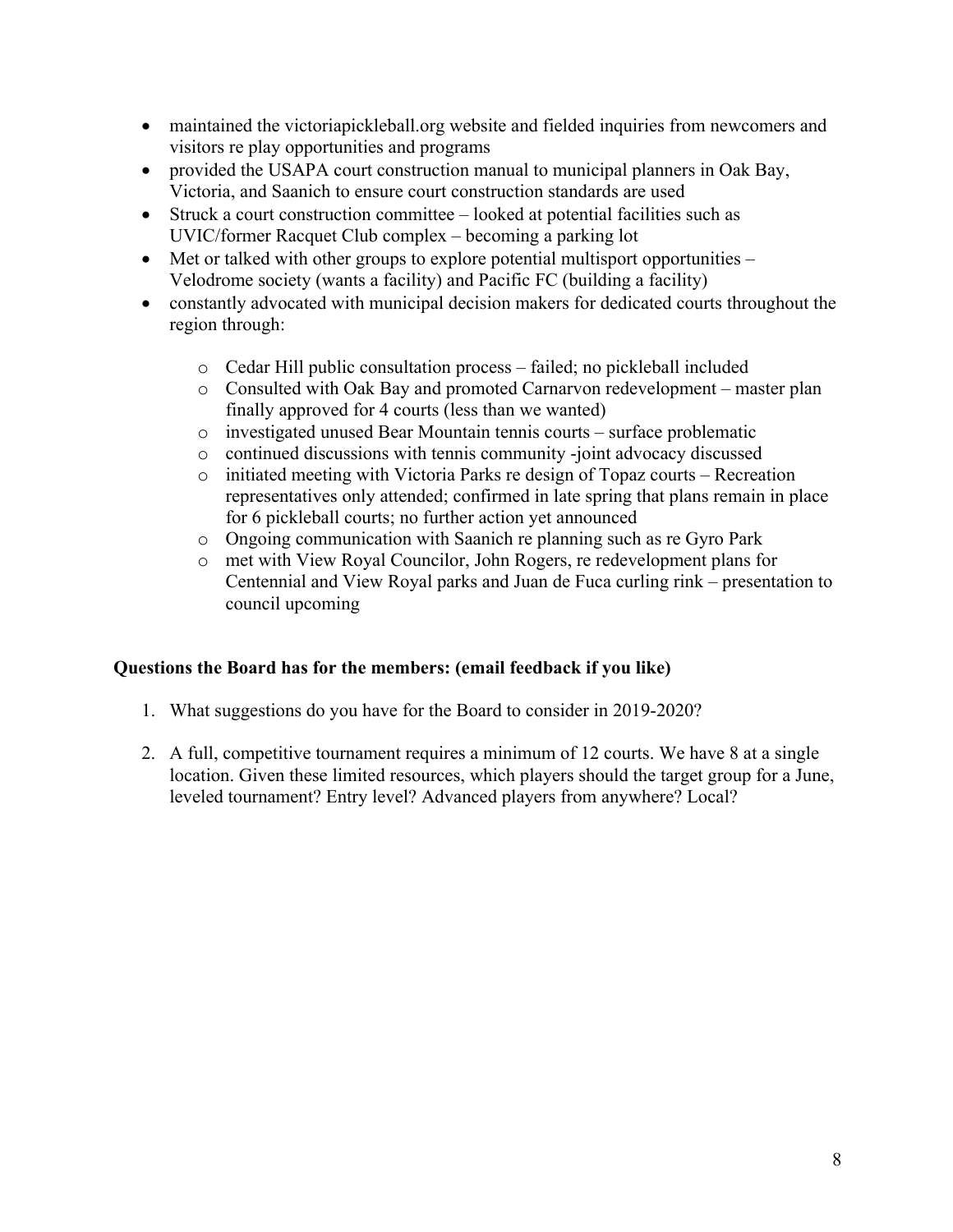- maintained the victoriapickleball.org website and fielded inquiries from newcomers and visitors re play opportunities and programs
- provided the USAPA court construction manual to municipal planners in Oak Bay, Victoria, and Saanich to ensure court construction standards are used
- Struck a court construction committee – looked at potential facilities such as UVIC/former Racquet Club complex – becoming a parking lot
- Met or talked with other groups to explore potential multisport opportunities – Velodrome society (wants a facility) and Pacific FC (building a facility)
- constantly advocated with municipal decision makers for dedicated courts throughout the region through:
    - Cedar Hill public consultation process – failed; no pickleball included
    - Consulted with Oak Bay and promoted Carnarvon redevelopment – master plan finally approved for 4 courts (less than we wanted)
    - investigated unused Bear Mountain tennis courts – surface problematic
    - continued discussions with tennis community -joint advocacy discussed
    - initiated meeting with Victoria Parks re design of Topaz courts – Recreation representatives only attended; confirmed in late spring that plans remain in place for 6 pickleball courts; no further action yet announced
    - Ongoing communication with Saanich re planning such as re Gyro Park
    - met with View Royal Councilor, John Rogers, re redevelopment plans for Centennial and View Royal parks and Juan de Fuca curling rink – presentation to council upcoming

**Questions the Board has for the members: (email feedback if you like)**

1. What suggestions do you have for the Board to consider in 2019-2020?
2. A full, competitive tournament requires a minimum of 12 courts. We have 8 at a single location. Given these limited resources, which players should the target group for a June, leveled tournament? Entry level? Advanced players from anywhere? Local?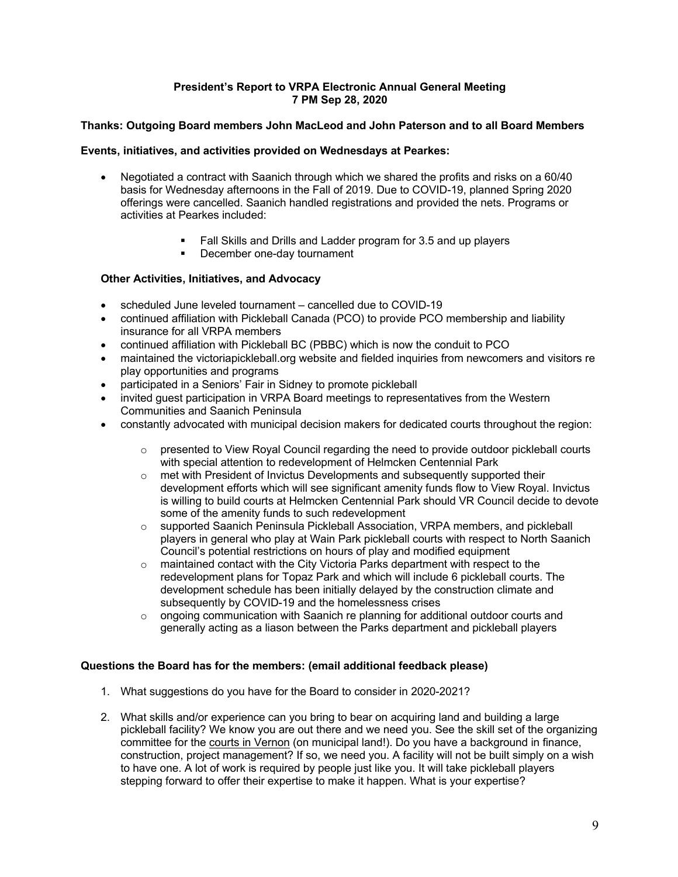**President's Report to VRPA Electronic Annual General Meeting**
**7 PM Sep 28, 2020**

**Thanks: Outgoing Board members John MacLeod and John Paterson and to all Board Members**

**Events, initiatives, and activities provided on Wednesdays at Pearkes:**

- Negotiated a contract with Saanich through which we shared the profits and risks on a 60/40 basis for Wednesday afternoons in the Fall of 2019. Due to COVID-19, planned Spring 2020 offerings were cancelled. Saanich handled registrations and provided the nets. Programs or activities at Pearkes included:
  - Fall Skills and Drills and Ladder program for 3.5 and up players
  - December one-day tournament

**Other Activities, Initiatives, and Advocacy**

- scheduled June leveled tournament – cancelled due to COVID-19
- continued affiliation with Pickleball Canada (PCO) to provide PCO membership and liability insurance for all VRPA members
- continued affiliation with Pickleball BC (PBBC) which is now the conduit to PCO
- maintained the victoriapickleball.org website and fielded inquiries from newcomers and visitors re play opportunities and programs
- participated in a Seniors' Fair in Sidney to promote pickleball
- invited guest participation in VRPA Board meetings to representatives from the Western Communities and Saanich Peninsula
- constantly advocated with municipal decision makers for dedicated courts throughout the region:
  - presented to View Royal Council regarding the need to provide outdoor pickleball courts with special attention to redevelopment of Helmcken Centennial Park
  - met with President of Invictus Developments and subsequently supported their development efforts which will see significant amenity funds flow to View Royal. Invictus is willing to build courts at Helmcken Centennial Park should VR Council decide to devote some of the amenity funds to such redevelopment
  - supported Saanich Peninsula Pickleball Association, VRPA members, and pickleball players in general who play at Wain Park pickleball courts with respect to North Saanich Council's potential restrictions on hours of play and modified equipment
  - maintained contact with the City Victoria Parks department with respect to the redevelopment plans for Topaz Park and which will include 6 pickleball courts. The development schedule has been initially delayed by the construction climate and subsequently by COVID-19 and the homelessness crises
  - ongoing communication with Saanich re planning for additional outdoor courts and generally acting as a liason between the Parks department and pickleball players

**Questions the Board has for the members: (email additional feedback please)**

1. What suggestions do you have for the Board to consider in 2020-2021?
2. What skills and/or experience can you bring to bear on acquiring land and building a large pickleball facility? We know you are out there and we need you. See the skill set of the organizing committee for the courts in Vernon (on municipal land!). Do you have a background in finance, construction, project management? If so, we need you. A facility will not be built simply on a wish to have one. A lot of work is required by people just like you. It will take pickleball players stepping forward to offer their expertise to make it happen. What is your expertise?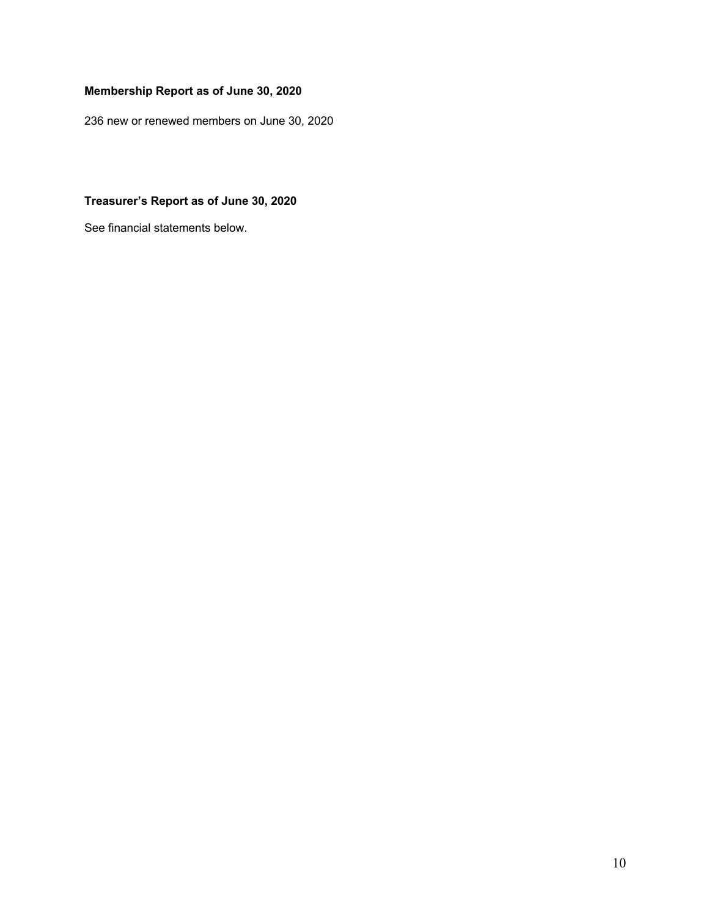**Membership Report as of June 30, 2020**

236 new or renewed members on June 30, 2020

**Treasurer's Report as of June 30, 2020**

See financial statements below.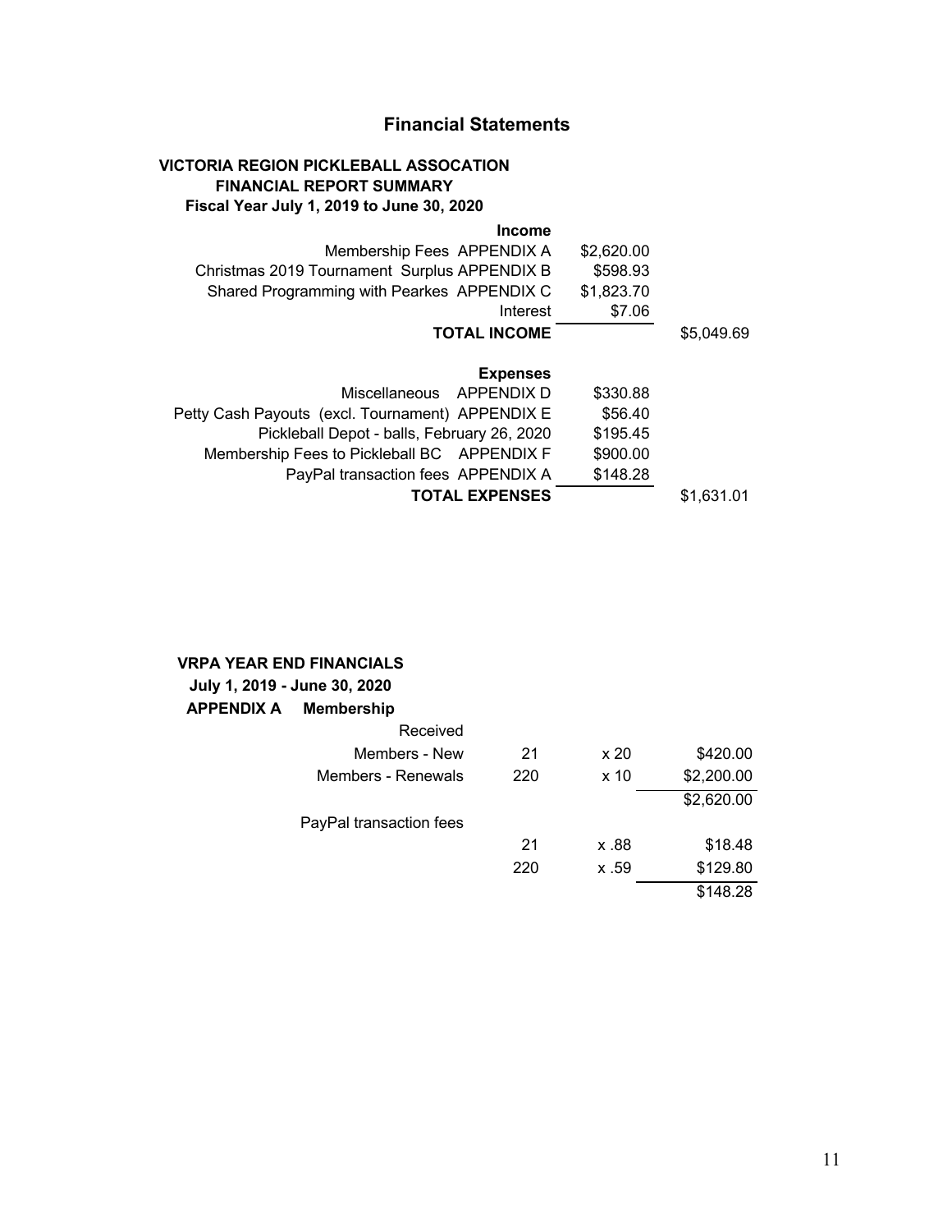## Financial Statements

**VICTORIA REGION PICKLEBALL ASSOCATION**
**FINANCIAL REPORT SUMMARY**
**Fiscal Year July 1, 2019 to June 30, 2020**

| | | |
|---|---|---|
| **Income** | | |
| Membership Fees APPENDIX A | $2,620.00 | |
| Christmas 2019 Tournament Surplus APPENDIX B | $598.93 | |
| Shared Programming with Pearkes APPENDIX C | $1,823.70 | |
| Interest | $7.06 | |
| **TOTAL INCOME** | | $5,049.69 |
| **Expenses** | | |
| Miscellaneous APPENDIX D | $330.88 | |
| Petty Cash Payouts (excl. Tournament) APPENDIX E | $56.40 | |
| Pickleball Depot - balls, February 26, 2020 | $195.45 | |
| Membership Fees to Pickleball BC APPENDIX F | $900.00 | |
| PayPal transaction fees APPENDIX A | $148.28 | |
| **TOTAL EXPENSES** | | $1,631.01 |

**VRPA YEAR END FINANCIALS**
**July 1, 2019 - June 30, 2020**
**APPENDIX A Membership**

| | | | |
|---|---|---|---|
| Received | | | |
| Members - New | 21 | x 20 | $420.00 |
| Members - Renewals | 220 | x 10 | $2,200.00 |
| | | | $2,620.00 |
| PayPal transaction fees | | | |
| | 21 | x .88 | $18.48 |
| | 220 | x .59 | $129.80 |
| | | | $148.28 |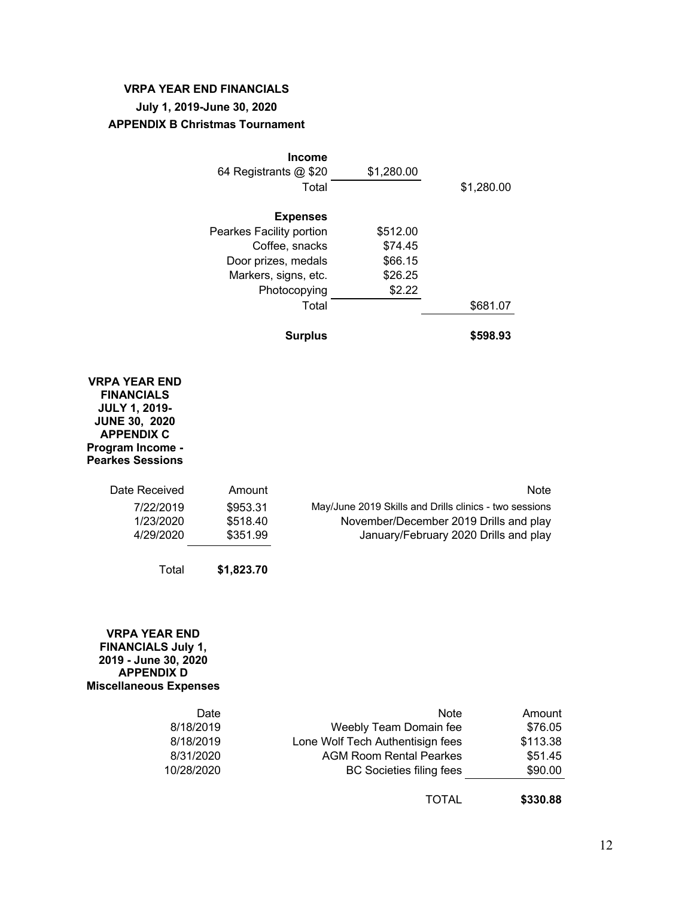**VRPA YEAR END FINANCIALS**

**July 1, 2019-June 30, 2020**

**APPENDIX B Christmas Tournament**

| | | |
|---|---|---|
| **Income** | | |
| 64 Registrants @ $20 | $1,280.00 | |
| Total | | $1,280.00 |
| **Expenses** | | |
| Pearkes Facility portion | $512.00 | |
| Coffee, snacks | $74.45 | |
| Door prizes, medals | $66.15 | |
| Markers, signs, etc. | $26.25 | |
| Photocopying | $2.22 | |
| Total | | $681.07 |
| **Surplus** | | **$598.93** |

**VRPA YEAR END FINANCIALS JULY 1, 2019-JUNE 30, 2020 APPENDIX C Program Income - Pearkes Sessions**

| Date Received | Amount | Note |
|---|---|---|
| 7/22/2019 | $953.31 | May/June 2019 Skills and Drills clinics - two sessions |
| 1/23/2020 | $518.40 | November/December 2019 Drills and play |
| 4/29/2020 | $351.99 | January/February 2020 Drills and play |
| Total | **$1,823.70** | |

**VRPA YEAR END FINANCIALS July 1, 2019 - June 30, 2020 APPENDIX D Miscellaneous Expenses**

| Date | Note | Amount |
|---|---|---|
| 8/18/2019 | Weebly Team Domain fee | $76.05 |
| 8/18/2019 | Lone Wolf Tech Authentisign fees | $113.38 |
| 8/31/2020 | AGM Room Rental Pearkes | $51.45 |
| 10/28/2020 | BC Societies filing fees | $90.00 |
| | TOTAL | **$330.88** |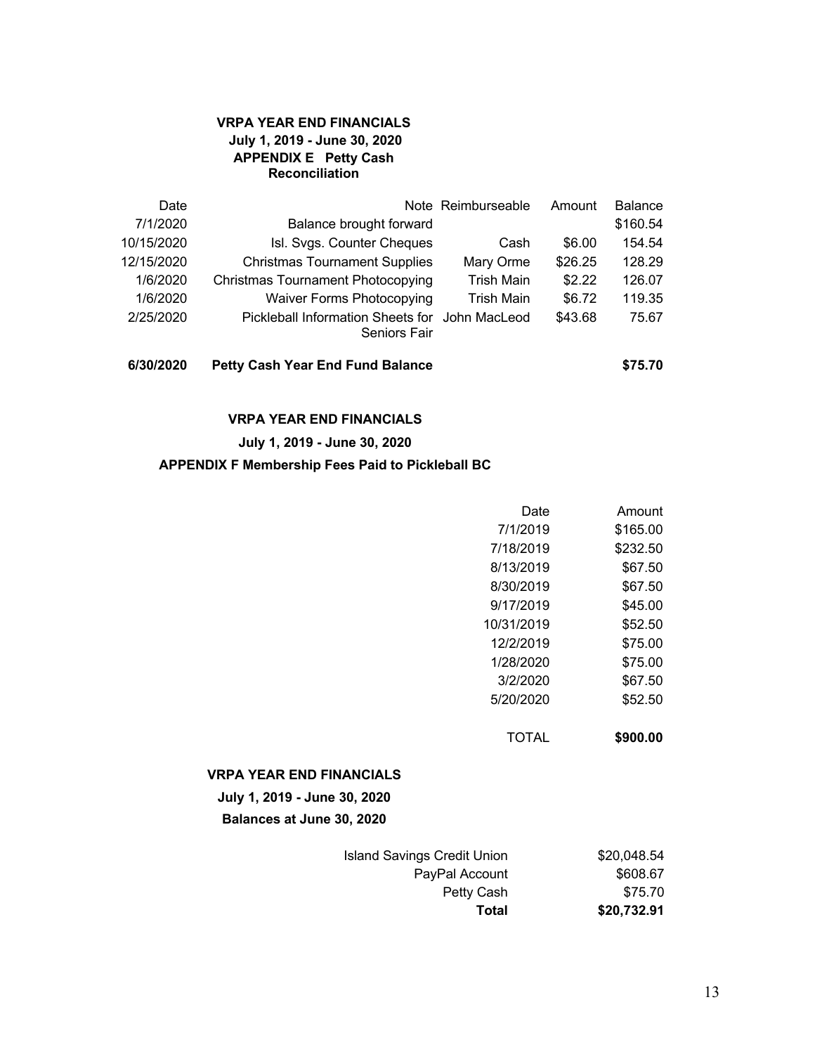**VRPA YEAR END FINANCIALS**
**July 1, 2019 - June 30, 2020**
**APPENDIX E Petty Cash Reconciliation**

| Date | Note | Reimburseable | Amount | Balance |
|---|---|---|---|---|
| 7/1/2020 | Balance brought forward | | | $160.54 |
| 10/15/2020 | Isl. Svgs. Counter Cheques | Cash | $6.00 | 154.54 |
| 12/15/2020 | Christmas Tournament Supplies | Mary Orme | $26.25 | 128.29 |
| 1/6/2020 | Christmas Tournament Photocopying | Trish Main | $2.22 | 126.07 |
| 1/6/2020 | Waiver Forms Photocopying | Trish Main | $6.72 | 119.35 |
| 2/25/2020 | Pickleball Information Sheets for Seniors Fair | John MacLeod | $43.68 | 75.67 |
| **6/30/2020** | **Petty Cash Year End Fund Balance** | | | **$75.70** |

**VRPA YEAR END FINANCIALS**

**July 1, 2019 - June 30, 2020**

**APPENDIX F Membership Fees Paid to Pickleball BC**

| Date | Amount |
|---|---|
| 7/1/2019 | $165.00 |
| 7/18/2019 | $232.50 |
| 8/13/2019 | $67.50 |
| 8/30/2019 | $67.50 |
| 9/17/2019 | $45.00 |
| 10/31/2019 | $52.50 |
| 12/2/2019 | $75.00 |
| 1/28/2020 | $75.00 |
| 3/2/2020 | $67.50 |
| 5/20/2020 | $52.50 |
| TOTAL | **$900.00** |

**VRPA YEAR END FINANCIALS**

**July 1, 2019 - June 30, 2020**

**Balances at June 30, 2020**

| Account | Balance |
|---|---|
| Island Savings Credit Union | $20,048.54 |
| PayPal Account | $608.67 |
| Petty Cash | $75.70 |
| **Total** | **$20,732.91** |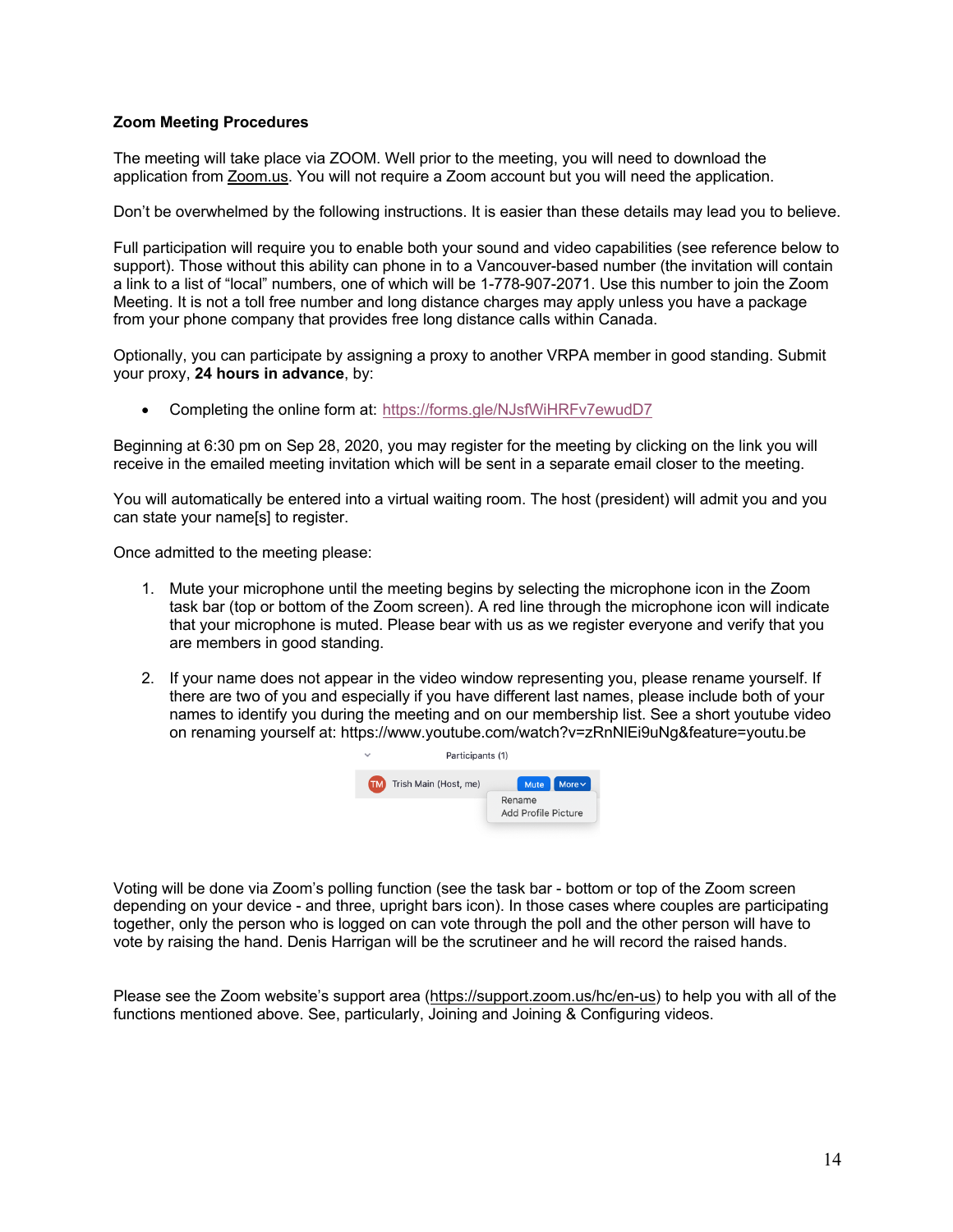**Zoom Meeting Procedures**

The meeting will take place via ZOOM. Well prior to the meeting, you will need to download the application from Zoom.us. You will not require a Zoom account but you will need the application.

Don't be overwhelmed by the following instructions. It is easier than these details may lead you to believe.

Full participation will require you to enable both your sound and video capabilities (see reference below to support). Those without this ability can phone in to a Vancouver-based number (the invitation will contain a link to a list of "local" numbers, one of which will be 1-778-907-2071. Use this number to join the Zoom Meeting. It is not a toll free number and long distance charges may apply unless you have a package from your phone company that provides free long distance calls within Canada.

Optionally, you can participate by assigning a proxy to another VRPA member in good standing. Submit your proxy, **24 hours in advance**, by:

- Completing the online form at: https://forms.gle/NJsfWiHRFv7ewudD7

Beginning at 6:30 pm on Sep 28, 2020, you may register for the meeting by clicking on the link you will receive in the emailed meeting invitation which will be sent in a separate email closer to the meeting.

You will automatically be entered into a virtual waiting room. The host (president) will admit you and you can state your name[s] to register.

Once admitted to the meeting please:

1. Mute your microphone until the meeting begins by selecting the microphone icon in the Zoom task bar (top or bottom of the Zoom screen). A red line through the microphone icon will indicate that your microphone is muted. Please bear with us as we register everyone and verify that you are members in good standing.
2. If your name does not appear in the video window representing you, please rename yourself. If there are two of you and especially if you have different last names, please include both of your names to identify you during the meeting and on our membership list. See a short youtube video on renaming yourself at: https://www.youtube.com/watch?v=zRnNlEi9uNg&feature=youtu.be

Participants (1)

TM Trish Main (Host, me) Mute More

Rename
Add Profile Picture

Voting will be done via Zoom's polling function (see the task bar - bottom or top of the Zoom screen depending on your device - and three, upright bars icon). In those cases where couples are participating together, only the person who is logged on can vote through the poll and the other person will have to vote by raising the hand. Denis Harrigan will be the scrutineer and he will record the raised hands.

Please see the Zoom website's support area (https://support.zoom.us/hc/en-us) to help you with all of the functions mentioned above. See, particularly, Joining and Joining & Configuring videos.